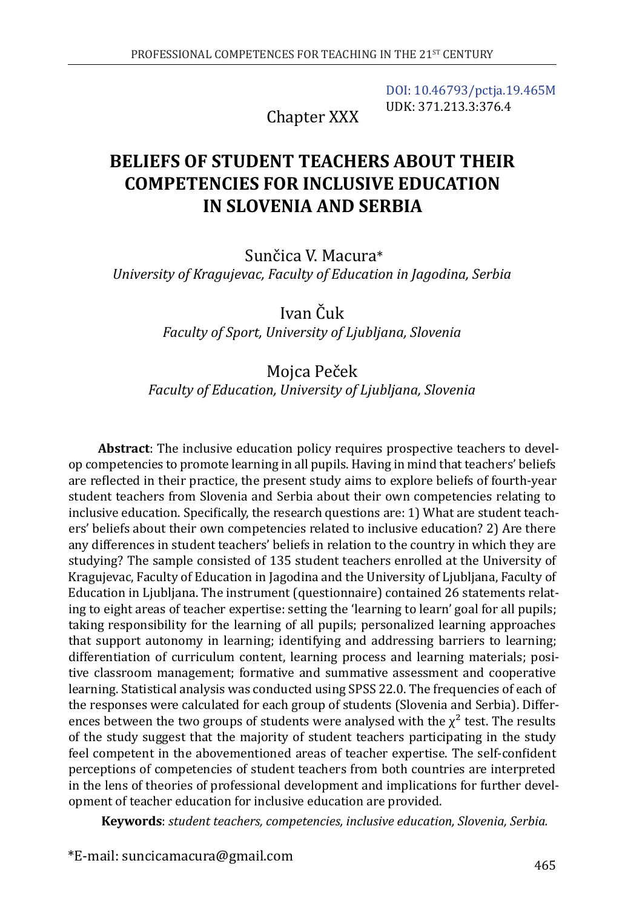DOI: 10.46793/pctja.19.465M
UDK: 371.213.3:376.4

Chapter XXX

# BELIEFS OF STUDENT TEACHERS ABOUT THEIR COMPETENCIES FOR INCLUSIVE EDUCATION IN SLOVENIA AND SERBIA

Sunčica V. Macura*
*University of Kragujevac, Faculty of Education in Jagodina, Serbia*

Ivan Čuk
*Faculty of Sport, University of Ljubljana, Slovenia*

Mojca Peček
*Faculty of Education, University of Ljubljana, Slovenia*

**Abstract**: The inclusive education policy requires prospective teachers to develop competencies to promote learning in all pupils. Having in mind that teachers' beliefs are reflected in their practice, the present study aims to explore beliefs of fourth-year student teachers from Slovenia and Serbia about their own competencies relating to inclusive education. Specifically, the research questions are: 1) What are student teachers' beliefs about their own competencies related to inclusive education? 2) Are there any differences in student teachers' beliefs in relation to the country in which they are studying? The sample consisted of 135 student teachers enrolled at the University of Kragujevac, Faculty of Education in Jagodina and the University of Ljubljana, Faculty of Education in Ljubljana. The instrument (questionnaire) contained 26 statements relating to eight areas of teacher expertise: setting the 'learning to learn' goal for all pupils; taking responsibility for the learning of all pupils; personalized learning approaches that support autonomy in learning; identifying and addressing barriers to learning; differentiation of curriculum content, learning process and learning materials; positive classroom management; formative and summative assessment and cooperative learning. Statistical analysis was conducted using SPSS 22.0. The frequencies of each of the responses were calculated for each group of students (Slovenia and Serbia). Differences between the two groups of students were analysed with the $\chi^2$ test. The results of the study suggest that the majority of student teachers participating in the study feel competent in the abovementioned areas of teacher expertise. The self-confident perceptions of competencies of student teachers from both countries are interpreted in the lens of theories of professional development and implications for further development of teacher education for inclusive education are provided.

**Keywords**: *student teachers, competencies, inclusive education, Slovenia, Serbia.*

*E-mail: suncicamacura@gmail.com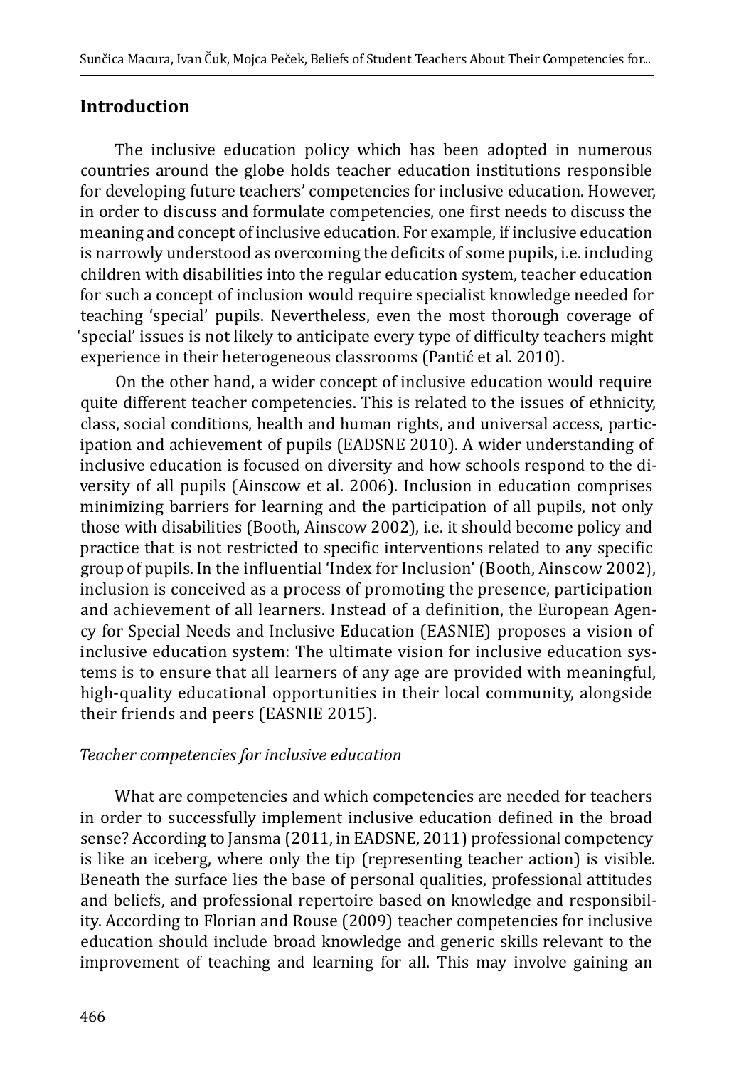## Introduction

The inclusive education policy which has been adopted in numerous countries around the globe holds teacher education institutions responsible for developing future teachers' competencies for inclusive education. However, in order to discuss and formulate competencies, one first needs to discuss the meaning and concept of inclusive education. For example, if inclusive education is narrowly understood as overcoming the deficits of some pupils, i.e. including children with disabilities into the regular education system, teacher education for such a concept of inclusion would require specialist knowledge needed for teaching 'special' pupils. Nevertheless, even the most thorough coverage of 'special' issues is not likely to anticipate every type of difficulty teachers might experience in their heterogeneous classrooms (Pantić et al. 2010).

On the other hand, a wider concept of inclusive education would require quite different teacher competencies. This is related to the issues of ethnicity, class, social conditions, health and human rights, and universal access, participation and achievement of pupils (EADSNE 2010). A wider understanding of inclusive education is focused on diversity and how schools respond to the diversity of all pupils (Ainscow et al. 2006). Inclusion in education comprises minimizing barriers for learning and the participation of all pupils, not only those with disabilities (Booth, Ainscow 2002), i.e. it should become policy and practice that is not restricted to specific interventions related to any specific group of pupils. In the influential 'Index for Inclusion' (Booth, Ainscow 2002), inclusion is conceived as a process of promoting the presence, participation and achievement of all learners. Instead of a definition, the European Agency for Special Needs and Inclusive Education (EASNIE) proposes a vision of inclusive education system: The ultimate vision for inclusive education systems is to ensure that all learners of any age are provided with meaningful, high-quality educational opportunities in their local community, alongside their friends and peers (EASNIE 2015).

*Teacher competencies for inclusive education*

What are competencies and which competencies are needed for teachers in order to successfully implement inclusive education defined in the broad sense? According to Jansma (2011, in EADSNE, 2011) professional competency is like an iceberg, where only the tip (representing teacher action) is visible. Beneath the surface lies the base of personal qualities, professional attitudes and beliefs, and professional repertoire based on knowledge and responsibility. According to Florian and Rouse (2009) teacher competencies for inclusive education should include broad knowledge and generic skills relevant to the improvement of teaching and learning for all. This may involve gaining an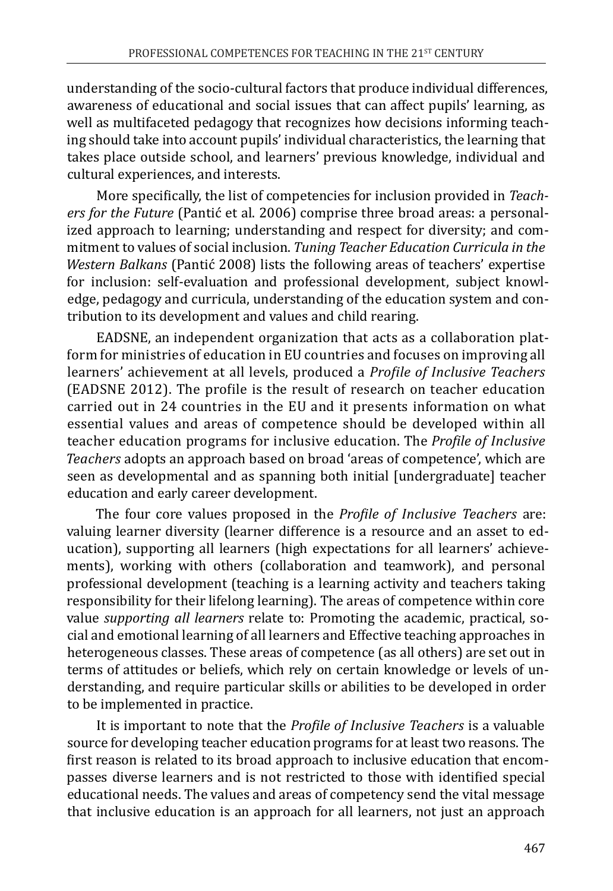understanding of the socio-cultural factors that produce individual differences, awareness of educational and social issues that can affect pupils' learning, as well as multifaceted pedagogy that recognizes how decisions informing teaching should take into account pupils' individual characteristics, the learning that takes place outside school, and learners' previous knowledge, individual and cultural experiences, and interests.

More specifically, the list of competencies for inclusion provided in *Teachers for the Future* (Pantić et al. 2006) comprise three broad areas: a personalized approach to learning; understanding and respect for diversity; and commitment to values of social inclusion. *Tuning Teacher Education Curricula in the Western Balkans* (Pantić 2008) lists the following areas of teachers' expertise for inclusion: self-evaluation and professional development, subject knowledge, pedagogy and curricula, understanding of the education system and contribution to its development and values and child rearing.

EADSNE, an independent organization that acts as a collaboration platform for ministries of education in EU countries and focuses on improving all learners' achievement at all levels, produced a *Profile of Inclusive Teachers* (EADSNE 2012). The profile is the result of research on teacher education carried out in 24 countries in the EU and it presents information on what essential values and areas of competence should be developed within all teacher education programs for inclusive education. The *Profile of Inclusive Teachers* adopts an approach based on broad 'areas of competence', which are seen as developmental and as spanning both initial [undergraduate] teacher education and early career development.

The four core values proposed in the *Profile of Inclusive Teachers* are: valuing learner diversity (learner difference is a resource and an asset to education), supporting all learners (high expectations for all learners' achievements), working with others (collaboration and teamwork), and personal professional development (teaching is a learning activity and teachers taking responsibility for their lifelong learning). The areas of competence within core value *supporting all learners* relate to: Promoting the academic, practical, social and emotional learning of all learners and Effective teaching approaches in heterogeneous classes. These areas of competence (as all others) are set out in terms of attitudes or beliefs, which rely on certain knowledge or levels of understanding, and require particular skills or abilities to be developed in order to be implemented in practice.

It is important to note that the *Profile of Inclusive Teachers* is a valuable source for developing teacher education programs for at least two reasons. The first reason is related to its broad approach to inclusive education that encompasses diverse learners and is not restricted to those with identified special educational needs. The values and areas of competency send the vital message that inclusive education is an approach for all learners, not just an approach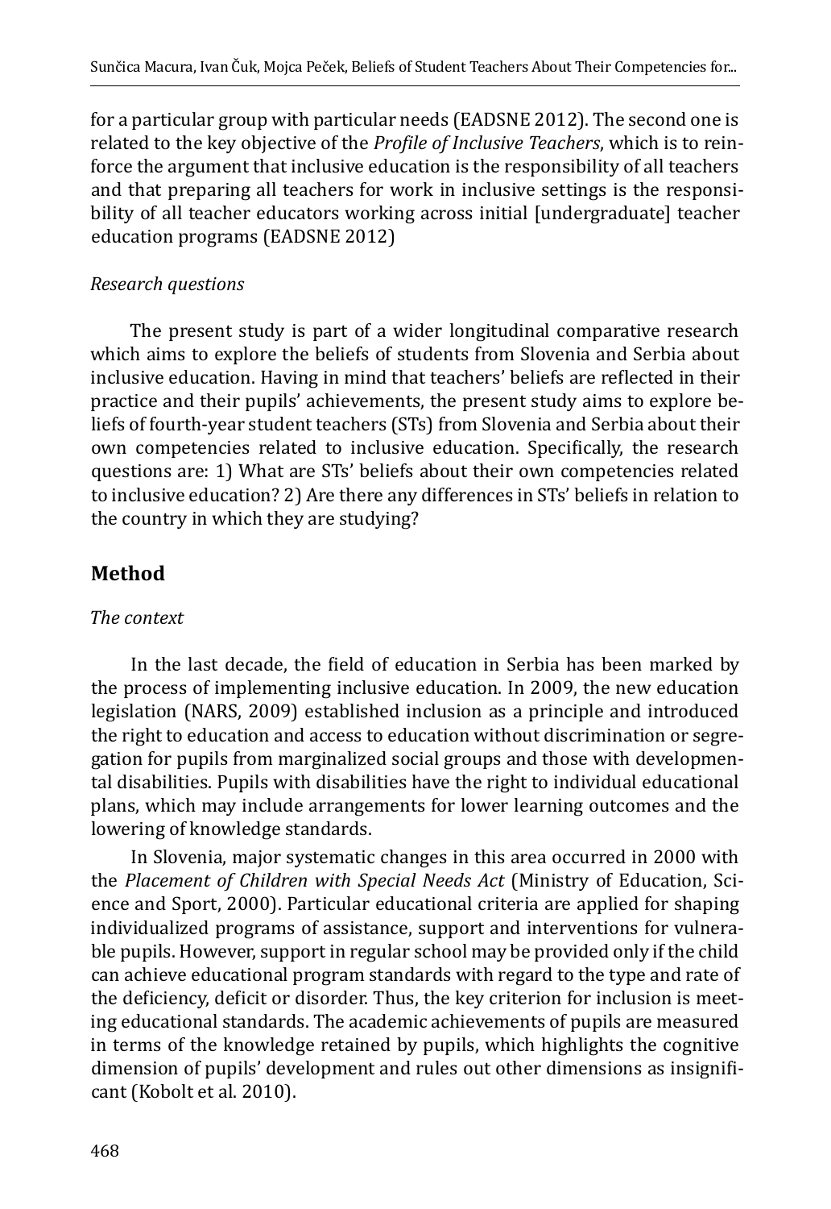for a particular group with particular needs (EADSNE 2012). The second one is related to the key objective of the *Profile of Inclusive Teachers*, which is to reinforce the argument that inclusive education is the responsibility of all teachers and that preparing all teachers for work in inclusive settings is the responsibility of all teacher educators working across initial [undergraduate] teacher education programs (EADSNE 2012)

*Research questions*

The present study is part of a wider longitudinal comparative research which aims to explore the beliefs of students from Slovenia and Serbia about inclusive education. Having in mind that teachers' beliefs are reflected in their practice and their pupils' achievements, the present study aims to explore beliefs of fourth-year student teachers (STs) from Slovenia and Serbia about their own competencies related to inclusive education. Specifically, the research questions are: 1) What are STs' beliefs about their own competencies related to inclusive education? 2) Are there any differences in STs' beliefs in relation to the country in which they are studying?

## Method

*The context*

In the last decade, the field of education in Serbia has been marked by the process of implementing inclusive education. In 2009, the new education legislation (NARS, 2009) established inclusion as a principle and introduced the right to education and access to education without discrimination or segregation for pupils from marginalized social groups and those with developmental disabilities. Pupils with disabilities have the right to individual educational plans, which may include arrangements for lower learning outcomes and the lowering of knowledge standards.

In Slovenia, major systematic changes in this area occurred in 2000 with the *Placement of Children with Special Needs Act* (Ministry of Education, Science and Sport, 2000). Particular educational criteria are applied for shaping individualized programs of assistance, support and interventions for vulnerable pupils. However, support in regular school may be provided only if the child can achieve educational program standards with regard to the type and rate of the deficiency, deficit or disorder. Thus, the key criterion for inclusion is meeting educational standards. The academic achievements of pupils are measured in terms of the knowledge retained by pupils, which highlights the cognitive dimension of pupils' development and rules out other dimensions as insignificant (Kobolt et al. 2010).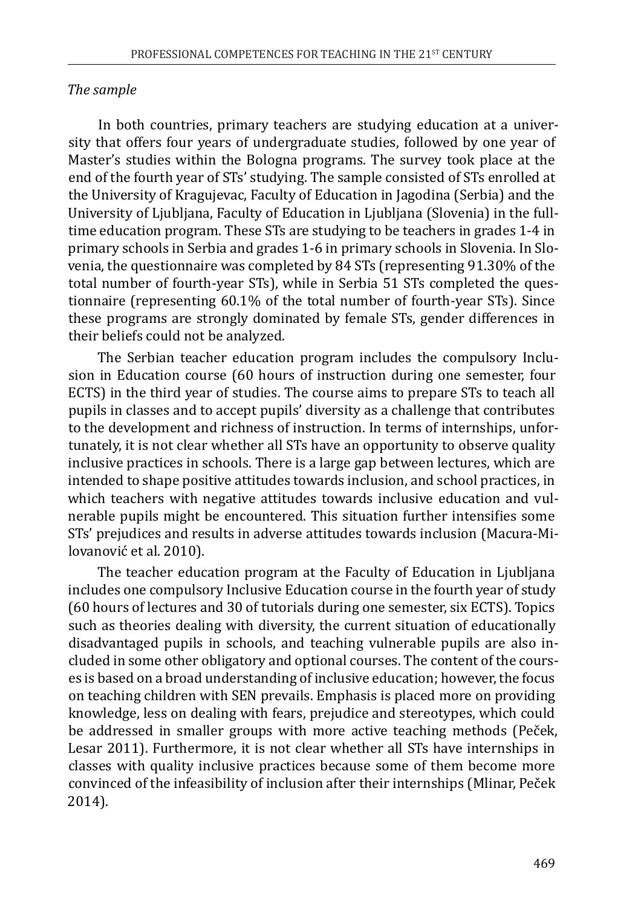*The sample*

In both countries, primary teachers are studying education at a university that offers four years of undergraduate studies, followed by one year of Master's studies within the Bologna programs. The survey took place at the end of the fourth year of STs' studying. The sample consisted of STs enrolled at the University of Kragujevac, Faculty of Education in Jagodina (Serbia) and the University of Ljubljana, Faculty of Education in Ljubljana (Slovenia) in the full-time education program. These STs are studying to be teachers in grades 1-4 in primary schools in Serbia and grades 1-6 in primary schools in Slovenia. In Slovenia, the questionnaire was completed by 84 STs (representing 91.30% of the total number of fourth-year STs), while in Serbia 51 STs completed the questionnaire (representing 60.1% of the total number of fourth-year STs). Since these programs are strongly dominated by female STs, gender differences in their beliefs could not be analyzed.

The Serbian teacher education program includes the compulsory Inclusion in Education course (60 hours of instruction during one semester, four ECTS) in the third year of studies. The course aims to prepare STs to teach all pupils in classes and to accept pupils' diversity as a challenge that contributes to the development and richness of instruction. In terms of internships, unfortunately, it is not clear whether all STs have an opportunity to observe quality inclusive practices in schools. There is a large gap between lectures, which are intended to shape positive attitudes towards inclusion, and school practices, in which teachers with negative attitudes towards inclusive education and vulnerable pupils might be encountered. This situation further intensifies some STs' prejudices and results in adverse attitudes towards inclusion (Macura-Milovanović et al. 2010).

The teacher education program at the Faculty of Education in Ljubljana includes one compulsory Inclusive Education course in the fourth year of study (60 hours of lectures and 30 of tutorials during one semester, six ECTS). Topics such as theories dealing with diversity, the current situation of educationally disadvantaged pupils in schools, and teaching vulnerable pupils are also included in some other obligatory and optional courses. The content of the courses is based on a broad understanding of inclusive education; however, the focus on teaching children with SEN prevails. Emphasis is placed more on providing knowledge, less on dealing with fears, prejudice and stereotypes, which could be addressed in smaller groups with more active teaching methods (Peček, Lesar 2011). Furthermore, it is not clear whether all STs have internships in classes with quality inclusive practices because some of them become more convinced of the infeasibility of inclusion after their internships (Mlinar, Peček 2014).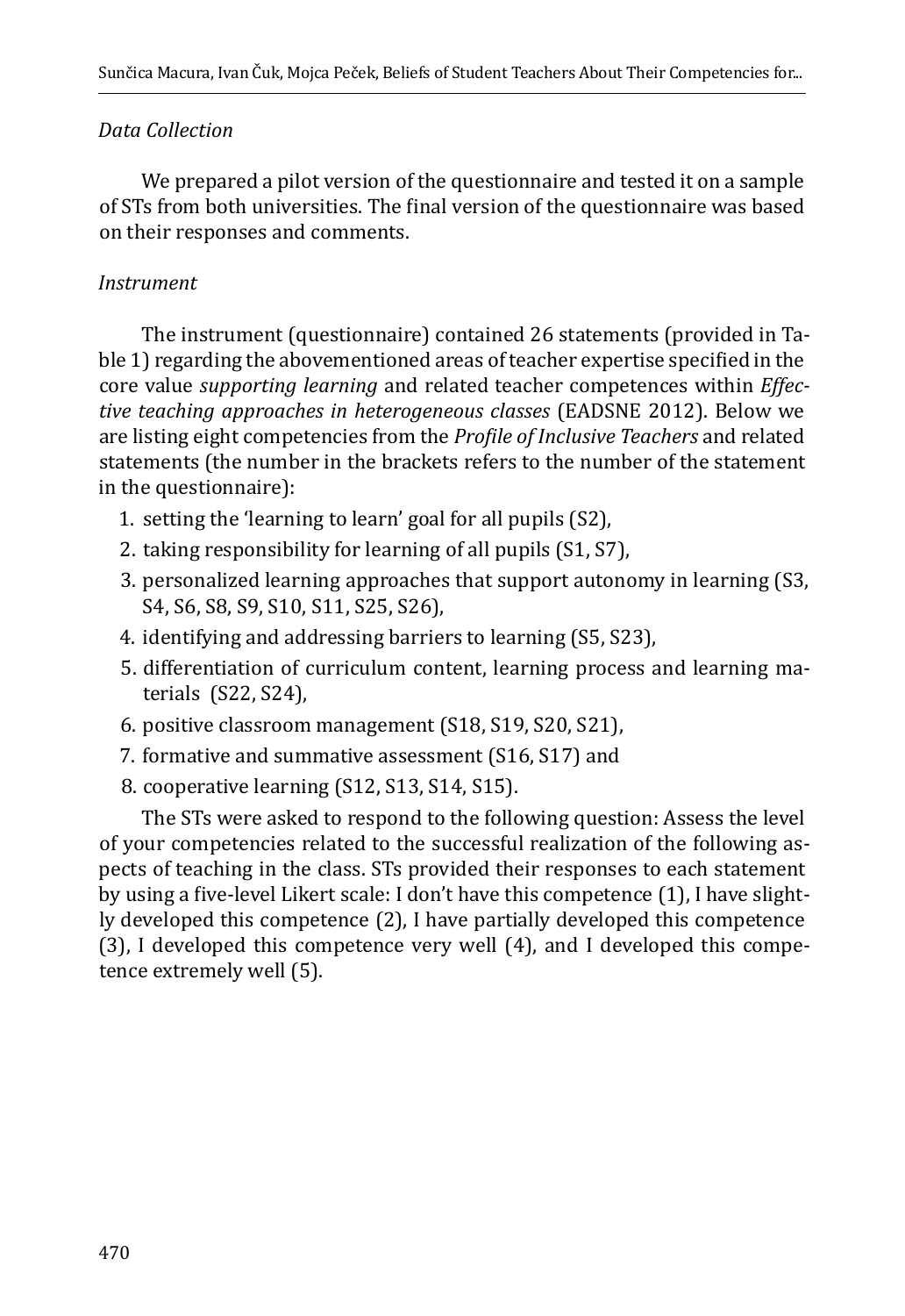*Data Collection*

We prepared a pilot version of the questionnaire and tested it on a sample of STs from both universities. The final version of the questionnaire was based on their responses and comments.

*Instrument*

The instrument (questionnaire) contained 26 statements (provided in Table 1) regarding the abovementioned areas of teacher expertise specified in the core value *supporting learning* and related teacher competences within *Effective teaching approaches in heterogeneous classes* (EADSNE 2012). Below we are listing eight competencies from the *Profile of Inclusive Teachers* and related statements (the number in the brackets refers to the number of the statement in the questionnaire):

1. setting the 'learning to learn' goal for all pupils (S2),
2. taking responsibility for learning of all pupils (S1, S7),
3. personalized learning approaches that support autonomy in learning (S3, S4, S6, S8, S9, S10, S11, S25, S26),
4. identifying and addressing barriers to learning (S5, S23),
5. differentiation of curriculum content, learning process and learning materials (S22, S24),
6. positive classroom management (S18, S19, S20, S21),
7. formative and summative assessment (S16, S17) and
8. cooperative learning (S12, S13, S14, S15).

The STs were asked to respond to the following question: Assess the level of your competencies related to the successful realization of the following aspects of teaching in the class. STs provided their responses to each statement by using a five-level Likert scale: I don't have this competence (1), I have slightly developed this competence (2), I have partially developed this competence (3), I developed this competence very well (4), and I developed this competence extremely well (5).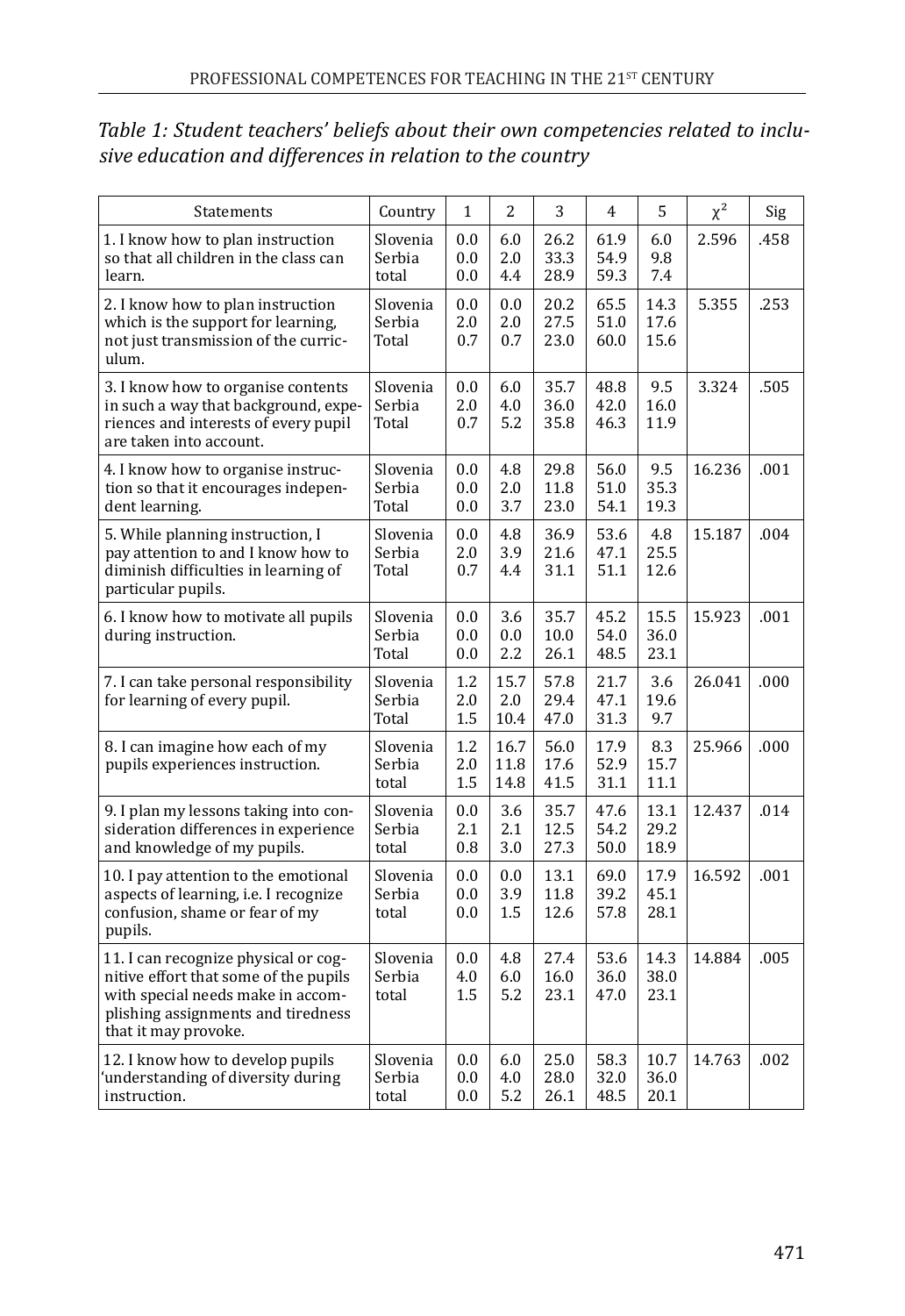*Table 1: Student teachers' beliefs about their own competencies related to inclusive education and differences in relation to the country*

| Statements | Country | 1 | 2 | 3 | 4 | 5 | $\chi^2$ | Sig |
|---|---|---|---|---|---|---|---|---|
| 1. I know how to plan instruction so that all children in the class can learn. | Slovenia<br>Serbia<br>total | 0.0<br>0.0<br>0.0 | 6.0<br>2.0<br>4.4 | 26.2<br>33.3<br>28.9 | 61.9<br>54.9<br>59.3 | 6.0<br>9.8<br>7.4 | 2.596 | .458 |
| 2. I know how to plan instruction which is the support for learning, not just transmission of the curriculum. | Slovenia<br>Serbia<br>Total | 0.0<br>2.0<br>0.7 | 0.0<br>2.0<br>0.7 | 20.2<br>27.5<br>23.0 | 65.5<br>51.0<br>60.0 | 14.3<br>17.6<br>15.6 | 5.355 | .253 |
| 3. I know how to organise contents in such a way that background, experiences and interests of every pupil are taken into account. | Slovenia<br>Serbia<br>Total | 0.0<br>2.0<br>0.7 | 6.0<br>4.0<br>5.2 | 35.7<br>36.0<br>35.8 | 48.8<br>42.0<br>46.3 | 9.5<br>16.0<br>11.9 | 3.324 | .505 |
| 4. I know how to organise instruction so that it encourages independent learning. | Slovenia<br>Serbia<br>Total | 0.0<br>0.0<br>0.0 | 4.8<br>2.0<br>3.7 | 29.8<br>11.8<br>23.0 | 56.0<br>51.0<br>54.1 | 9.5<br>35.3<br>19.3 | 16.236 | .001 |
| 5. While planning instruction, I pay attention to and I know how to diminish difficulties in learning of particular pupils. | Slovenia<br>Serbia<br>Total | 0.0<br>2.0<br>0.7 | 4.8<br>3.9<br>4.4 | 36.9<br>21.6<br>31.1 | 53.6<br>47.1<br>51.1 | 4.8<br>25.5<br>12.6 | 15.187 | .004 |
| 6. I know how to motivate all pupils during instruction. | Slovenia<br>Serbia<br>Total | 0.0<br>0.0<br>0.0 | 3.6<br>0.0<br>2.2 | 35.7<br>10.0<br>26.1 | 45.2<br>54.0<br>48.5 | 15.5<br>36.0<br>23.1 | 15.923 | .001 |
| 7. I can take personal responsibility for learning of every pupil. | Slovenia<br>Serbia<br>Total | 1.2<br>2.0<br>1.5 | 15.7<br>2.0<br>10.4 | 57.8<br>29.4<br>47.0 | 21.7<br>47.1<br>31.3 | 3.6<br>19.6<br>9.7 | 26.041 | .000 |
| 8. I can imagine how each of my pupils experiences instruction. | Slovenia<br>Serbia<br>total | 1.2<br>2.0<br>1.5 | 16.7<br>11.8<br>14.8 | 56.0<br>17.6<br>41.5 | 17.9<br>52.9<br>31.1 | 8.3<br>15.7<br>11.1 | 25.966 | .000 |
| 9. I plan my lessons taking into consideration differences in experience and knowledge of my pupils. | Slovenia<br>Serbia<br>total | 0.0<br>2.1<br>0.8 | 3.6<br>2.1<br>3.0 | 35.7<br>12.5<br>27.3 | 47.6<br>54.2<br>50.0 | 13.1<br>29.2<br>18.9 | 12.437 | .014 |
| 10. I pay attention to the emotional aspects of learning, i.e. I recognize confusion, shame or fear of my pupils. | Slovenia<br>Serbia<br>total | 0.0<br>0.0<br>0.0 | 0.0<br>3.9<br>1.5 | 13.1<br>11.8<br>12.6 | 69.0<br>39.2<br>57.8 | 17.9<br>45.1<br>28.1 | 16.592 | .001 |
| 11. I can recognize physical or cognitive effort that some of the pupils with special needs make in accomplishing assignments and tiredness that it may provoke. | Slovenia<br>Serbia<br>total | 0.0<br>4.0<br>1.5 | 4.8<br>6.0<br>5.2 | 27.4<br>16.0<br>23.1 | 53.6<br>36.0<br>47.0 | 14.3<br>38.0<br>23.1 | 14.884 | .005 |
| 12. I know how to develop pupils 'understanding of diversity during instruction. | Slovenia<br>Serbia<br>total | 0.0<br>0.0<br>0.0 | 6.0<br>4.0<br>5.2 | 25.0<br>28.0<br>26.1 | 58.3<br>32.0<br>48.5 | 10.7<br>36.0<br>20.1 | 14.763 | .002 |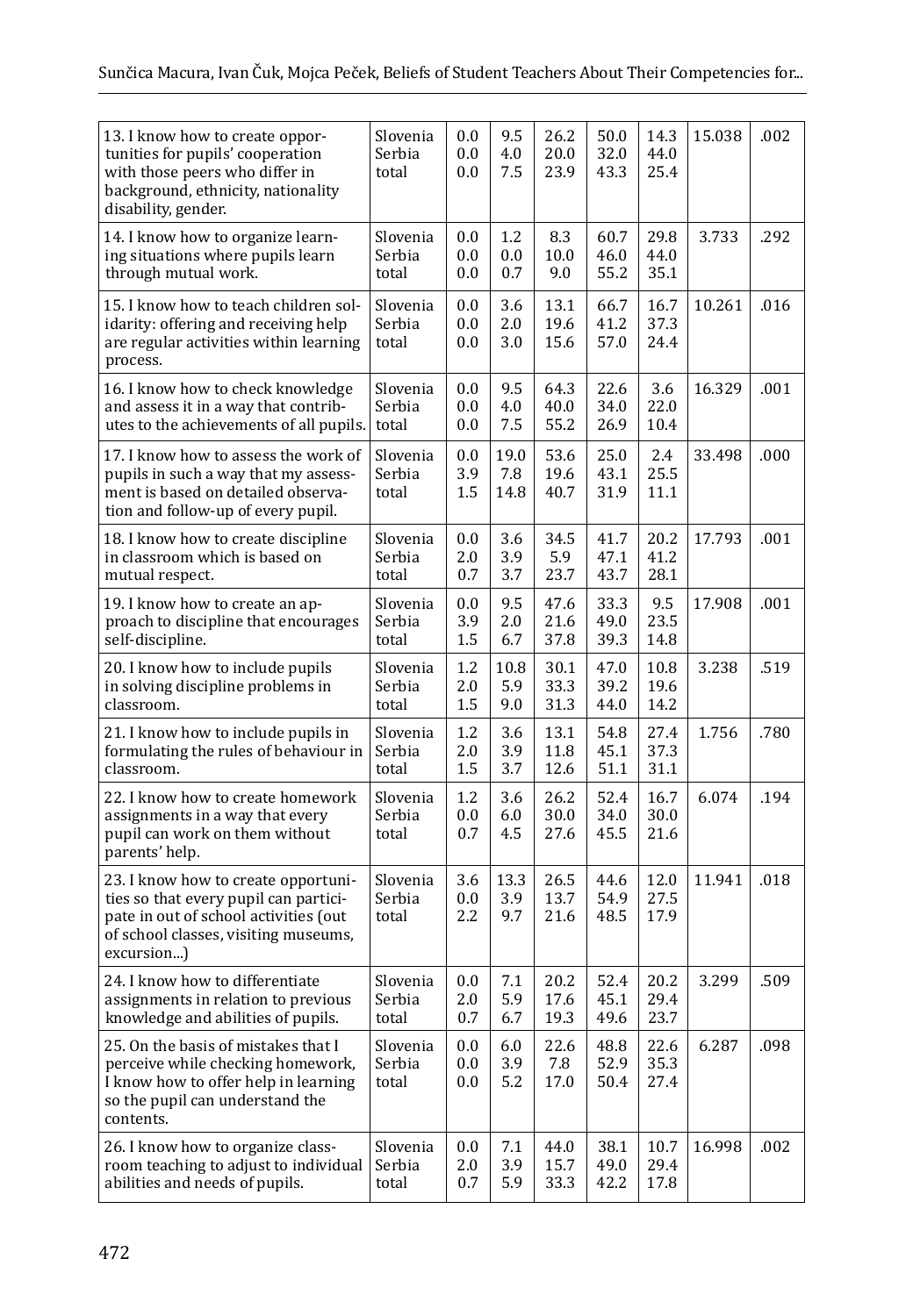| | | | | | | | | |
|---|---|---|---|---|---|---|---|---|
| 13. I know how to create opportunities for pupils' cooperation with those peers who differ in background, ethnicity, nationality disability, gender. | Slovenia<br>Serbia<br>total | 0.0<br>0.0<br>0.0 | 9.5<br>4.0<br>7.5 | 26.2<br>20.0<br>23.9 | 50.0<br>32.0<br>43.3 | 14.3<br>44.0<br>25.4 | 15.038 | .002 |
| 14. I know how to organize learning situations where pupils learn through mutual work. | Slovenia<br>Serbia<br>total | 0.0<br>0.0<br>0.0 | 1.2<br>0.0<br>0.7 | 8.3<br>10.0<br>9.0 | 60.7<br>46.0<br>55.2 | 29.8<br>44.0<br>35.1 | 3.733 | .292 |
| 15. I know how to teach children solidarity: offering and receiving help are regular activities within learning process. | Slovenia<br>Serbia<br>total | 0.0<br>0.0<br>0.0 | 3.6<br>2.0<br>3.0 | 13.1<br>19.6<br>15.6 | 66.7<br>41.2<br>57.0 | 16.7<br>37.3<br>24.4 | 10.261 | .016 |
| 16. I know how to check knowledge and assess it in a way that contributes to the achievements of all pupils. | Slovenia<br>Serbia<br>total | 0.0<br>0.0<br>0.0 | 9.5<br>4.0<br>7.5 | 64.3<br>40.0<br>55.2 | 22.6<br>34.0<br>26.9 | 3.6<br>22.0<br>10.4 | 16.329 | .001 |
| 17. I know how to assess the work of pupils in such a way that my assessment is based on detailed observation and follow-up of every pupil. | Slovenia<br>Serbia<br>total | 0.0<br>3.9<br>1.5 | 19.0<br>7.8<br>14.8 | 53.6<br>19.6<br>40.7 | 25.0<br>43.1<br>31.9 | 2.4<br>25.5<br>11.1 | 33.498 | .000 |
| 18. I know how to create discipline in classroom which is based on mutual respect. | Slovenia<br>Serbia<br>total | 0.0<br>2.0<br>0.7 | 3.6<br>3.9<br>3.7 | 34.5<br>5.9<br>23.7 | 41.7<br>47.1<br>43.7 | 20.2<br>41.2<br>28.1 | 17.793 | .001 |
| 19. I know how to create an approach to discipline that encourages self-discipline. | Slovenia<br>Serbia<br>total | 0.0<br>3.9<br>1.5 | 9.5<br>2.0<br>6.7 | 47.6<br>21.6<br>37.8 | 33.3<br>49.0<br>39.3 | 9.5<br>23.5<br>14.8 | 17.908 | .001 |
| 20. I know how to include pupils in solving discipline problems in classroom. | Slovenia<br>Serbia<br>total | 1.2<br>2.0<br>1.5 | 10.8<br>5.9<br>9.0 | 30.1<br>33.3<br>31.3 | 47.0<br>39.2<br>44.0 | 10.8<br>19.6<br>14.2 | 3.238 | .519 |
| 21. I know how to include pupils in formulating the rules of behaviour in classroom. | Slovenia<br>Serbia<br>total | 1.2<br>2.0<br>1.5 | 3.6<br>3.9<br>3.7 | 13.1<br>11.8<br>12.6 | 54.8<br>45.1<br>51.1 | 27.4<br>37.3<br>31.1 | 1.756 | .780 |
| 22. I know how to create homework assignments in a way that every pupil can work on them without parents' help. | Slovenia<br>Serbia<br>total | 1.2<br>0.0<br>0.7 | 3.6<br>6.0<br>4.5 | 26.2<br>30.0<br>27.6 | 52.4<br>34.0<br>45.5 | 16.7<br>30.0<br>21.6 | 6.074 | .194 |
| 23. I know how to create opportunities so that every pupil can participate in out of school activities (out of school classes, visiting museums, excursion...) | Slovenia<br>Serbia<br>total | 3.6<br>0.0<br>2.2 | 13.3<br>3.9<br>9.7 | 26.5<br>13.7<br>21.6 | 44.6<br>54.9<br>48.5 | 12.0<br>27.5<br>17.9 | 11.941 | .018 |
| 24. I know how to differentiate assignments in relation to previous knowledge and abilities of pupils. | Slovenia<br>Serbia<br>total | 0.0<br>2.0<br>0.7 | 7.1<br>5.9<br>6.7 | 20.2<br>17.6<br>19.3 | 52.4<br>45.1<br>49.6 | 20.2<br>29.4<br>23.7 | 3.299 | .509 |
| 25. On the basis of mistakes that I perceive while checking homework, I know how to offer help in learning so the pupil can understand the contents. | Slovenia<br>Serbia<br>total | 0.0<br>0.0<br>0.0 | 6.0<br>3.9<br>5.2 | 22.6<br>7.8<br>17.0 | 48.8<br>52.9<br>50.4 | 22.6<br>35.3<br>27.4 | 6.287 | .098 |
| 26. I know how to organize classroom teaching to adjust to individual abilities and needs of pupils. | Slovenia<br>Serbia<br>total | 0.0<br>2.0<br>0.7 | 7.1<br>3.9<br>5.9 | 44.0<br>15.7<br>33.3 | 38.1<br>49.0<br>42.2 | 10.7<br>29.4<br>17.8 | 16.998 | .002 |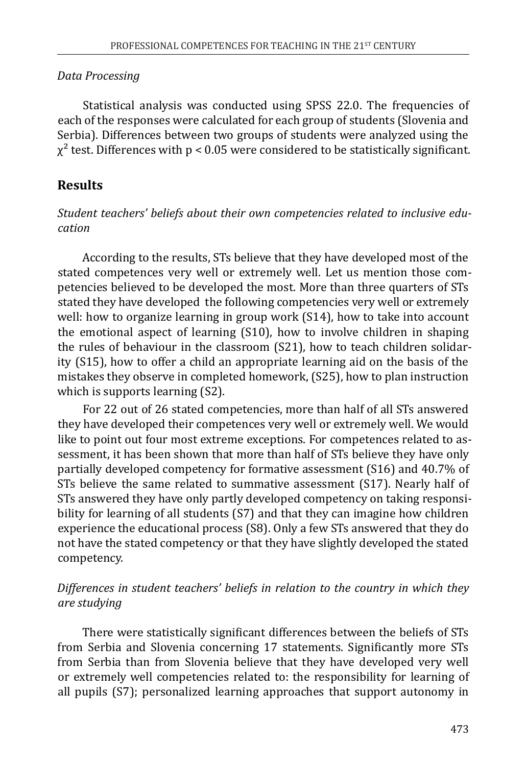*Data Processing*

Statistical analysis was conducted using SPSS 22.0. The frequencies of each of the responses were calculated for each group of students (Slovenia and Serbia). Differences between two groups of students were analyzed using the $\chi^2$ test. Differences with $p < 0.05$ were considered to be statistically significant.

## Results

*Student teachers' beliefs about their own competencies related to inclusive education*

According to the results, STs believe that they have developed most of the stated competences very well or extremely well. Let us mention those competencies believed to be developed the most. More than three quarters of STs stated they have developed the following competencies very well or extremely well: how to organize learning in group work (S14), how to take into account the emotional aspect of learning (S10), how to involve children in shaping the rules of behaviour in the classroom (S21), how to teach children solidarity (S15), how to offer a child an appropriate learning aid on the basis of the mistakes they observe in completed homework, (S25), how to plan instruction which is supports learning (S2).

For 22 out of 26 stated competencies, more than half of all STs answered they have developed their competences very well or extremely well. We would like to point out four most extreme exceptions. For competences related to assessment, it has been shown that more than half of STs believe they have only partially developed competency for formative assessment (S16) and 40.7% of STs believe the same related to summative assessment (S17). Nearly half of STs answered they have only partly developed competency on taking responsibility for learning of all students (S7) and that they can imagine how children experience the educational process (S8). Only a few STs answered that they do not have the stated competency or that they have slightly developed the stated competency.

*Differences in student teachers' beliefs in relation to the country in which they are studying*

There were statistically significant differences between the beliefs of STs from Serbia and Slovenia concerning 17 statements. Significantly more STs from Serbia than from Slovenia believe that they have developed very well or extremely well competencies related to: the responsibility for learning of all pupils (S7); personalized learning approaches that support autonomy in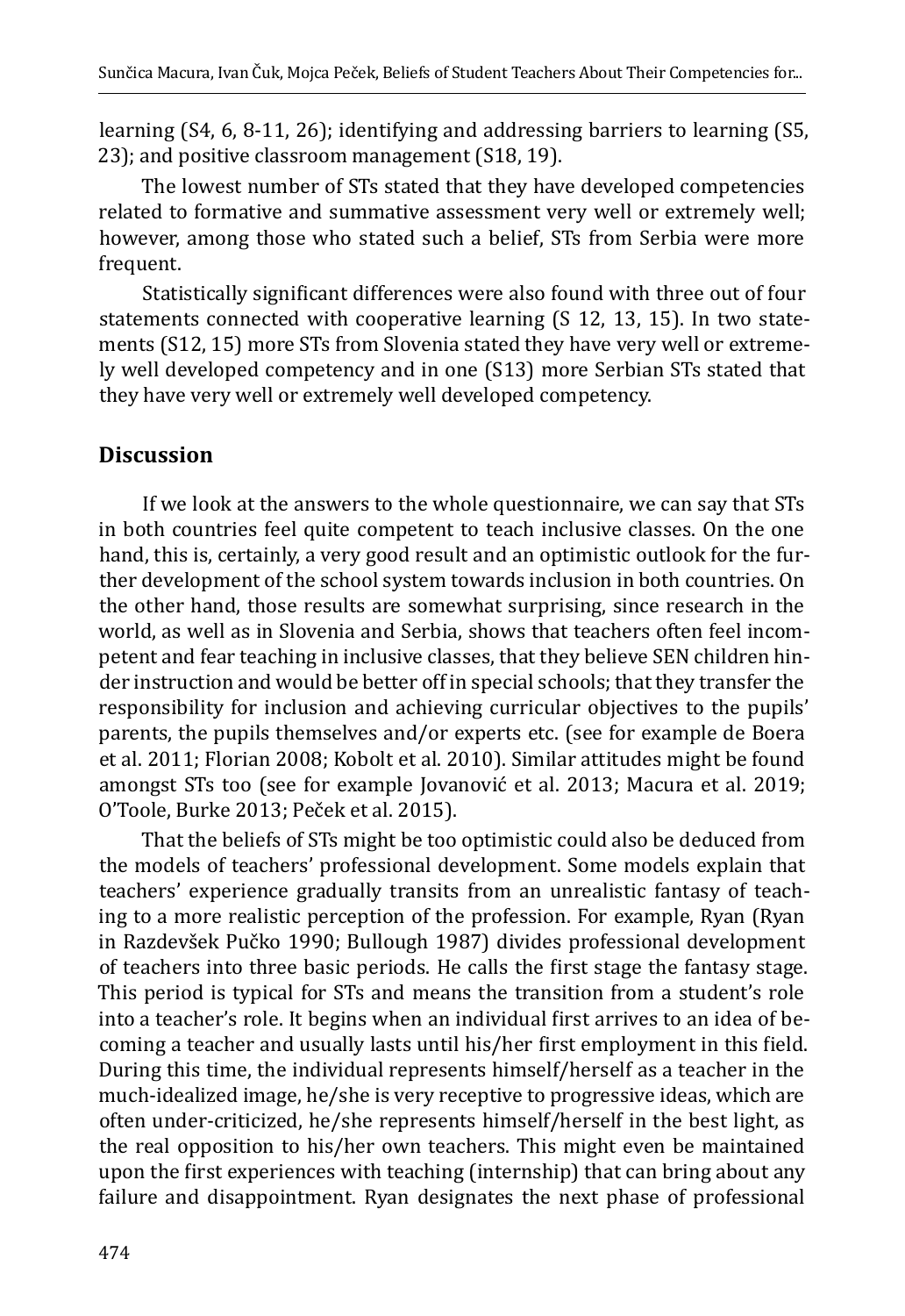learning (S4, 6, 8-11, 26); identifying and addressing barriers to learning (S5, 23); and positive classroom management (S18, 19).

The lowest number of STs stated that they have developed competencies related to formative and summative assessment very well or extremely well; however, among those who stated such a belief, STs from Serbia were more frequent.

Statistically significant differences were also found with three out of four statements connected with cooperative learning (S 12, 13, 15). In two statements (S12, 15) more STs from Slovenia stated they have very well or extremely well developed competency and in one (S13) more Serbian STs stated that they have very well or extremely well developed competency.

## Discussion

If we look at the answers to the whole questionnaire, we can say that STs in both countries feel quite competent to teach inclusive classes. On the one hand, this is, certainly, a very good result and an optimistic outlook for the further development of the school system towards inclusion in both countries. On the other hand, those results are somewhat surprising, since research in the world, as well as in Slovenia and Serbia, shows that teachers often feel incompetent and fear teaching in inclusive classes, that they believe SEN children hinder instruction and would be better off in special schools; that they transfer the responsibility for inclusion and achieving curricular objectives to the pupils' parents, the pupils themselves and/or experts etc. (see for example de Boera et al. 2011; Florian 2008; Kobolt et al. 2010). Similar attitudes might be found amongst STs too (see for example Jovanović et al. 2013; Macura et al. 2019; O'Toole, Burke 2013; Peček et al. 2015).

That the beliefs of STs might be too optimistic could also be deduced from the models of teachers' professional development. Some models explain that teachers' experience gradually transits from an unrealistic fantasy of teaching to a more realistic perception of the profession. For example, Ryan (Ryan in Razdevšek Pučko 1990; Bullough 1987) divides professional development of teachers into three basic periods. He calls the first stage the fantasy stage. This period is typical for STs and means the transition from a student's role into a teacher's role. It begins when an individual first arrives to an idea of becoming a teacher and usually lasts until his/her first employment in this field. During this time, the individual represents himself/herself as a teacher in the much-idealized image, he/she is very receptive to progressive ideas, which are often under-criticized, he/she represents himself/herself in the best light, as the real opposition to his/her own teachers. This might even be maintained upon the first experiences with teaching (internship) that can bring about any failure and disappointment. Ryan designates the next phase of professional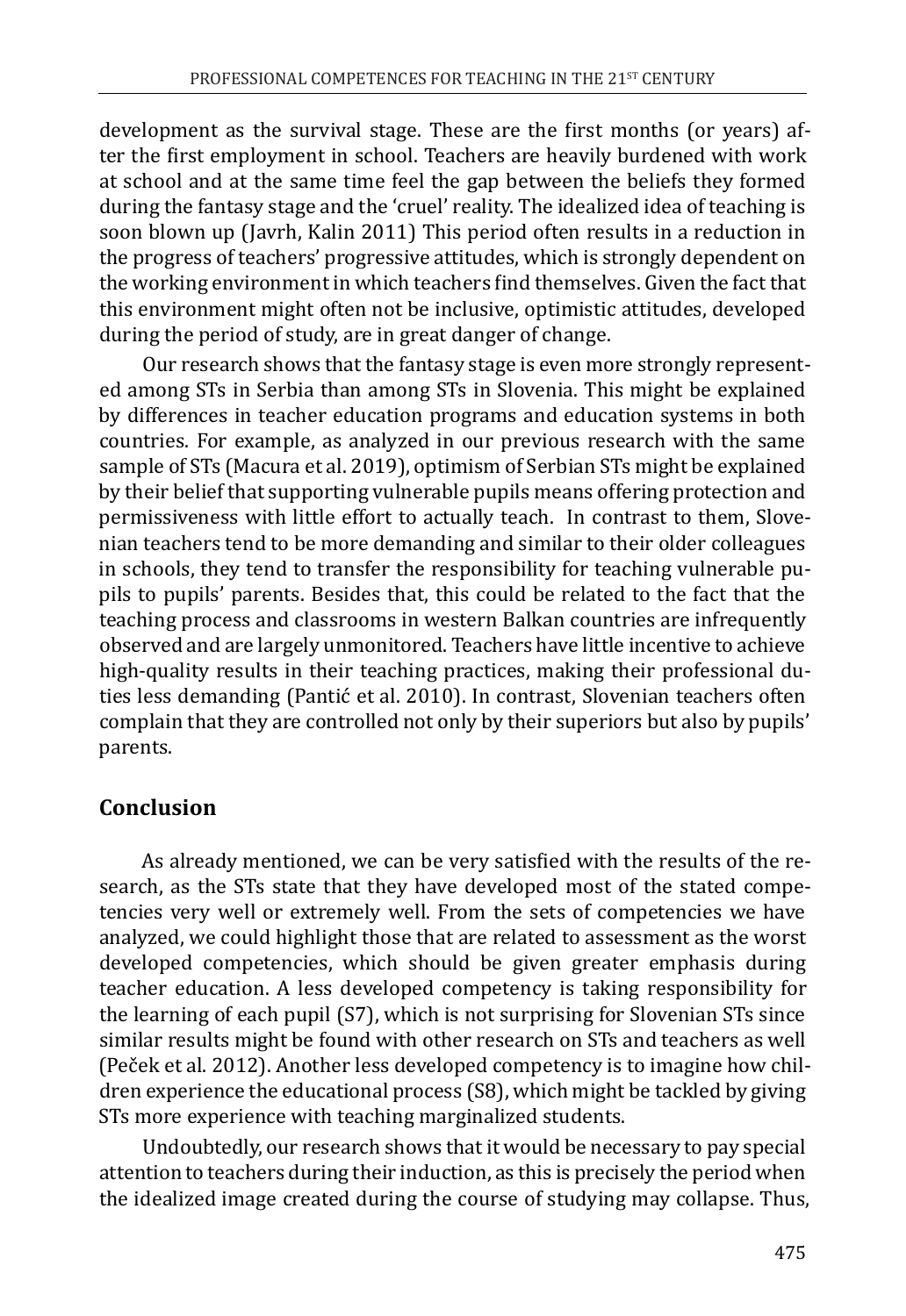development as the survival stage. These are the first months (or years) after the first employment in school. Teachers are heavily burdened with work at school and at the same time feel the gap between the beliefs they formed during the fantasy stage and the 'cruel' reality. The idealized idea of teaching is soon blown up (Javrh, Kalin 2011) This period often results in a reduction in the progress of teachers' progressive attitudes, which is strongly dependent on the working environment in which teachers find themselves. Given the fact that this environment might often not be inclusive, optimistic attitudes, developed during the period of study, are in great danger of change.

Our research shows that the fantasy stage is even more strongly represented among STs in Serbia than among STs in Slovenia. This might be explained by differences in teacher education programs and education systems in both countries. For example, as analyzed in our previous research with the same sample of STs (Macura et al. 2019), optimism of Serbian STs might be explained by their belief that supporting vulnerable pupils means offering protection and permissiveness with little effort to actually teach. In contrast to them, Slovenian teachers tend to be more demanding and similar to their older colleagues in schools, they tend to transfer the responsibility for teaching vulnerable pupils to pupils' parents. Besides that, this could be related to the fact that the teaching process and classrooms in western Balkan countries are infrequently observed and are largely unmonitored. Teachers have little incentive to achieve high-quality results in their teaching practices, making their professional duties less demanding (Pantić et al. 2010). In contrast, Slovenian teachers often complain that they are controlled not only by their superiors but also by pupils' parents.

## Conclusion

As already mentioned, we can be very satisfied with the results of the research, as the STs state that they have developed most of the stated competencies very well or extremely well. From the sets of competencies we have analyzed, we could highlight those that are related to assessment as the worst developed competencies, which should be given greater emphasis during teacher education. A less developed competency is taking responsibility for the learning of each pupil (S7), which is not surprising for Slovenian STs since similar results might be found with other research on STs and teachers as well (Peček et al. 2012). Another less developed competency is to imagine how children experience the educational process (S8), which might be tackled by giving STs more experience with teaching marginalized students.

Undoubtedly, our research shows that it would be necessary to pay special attention to teachers during their induction, as this is precisely the period when the idealized image created during the course of studying may collapse. Thus,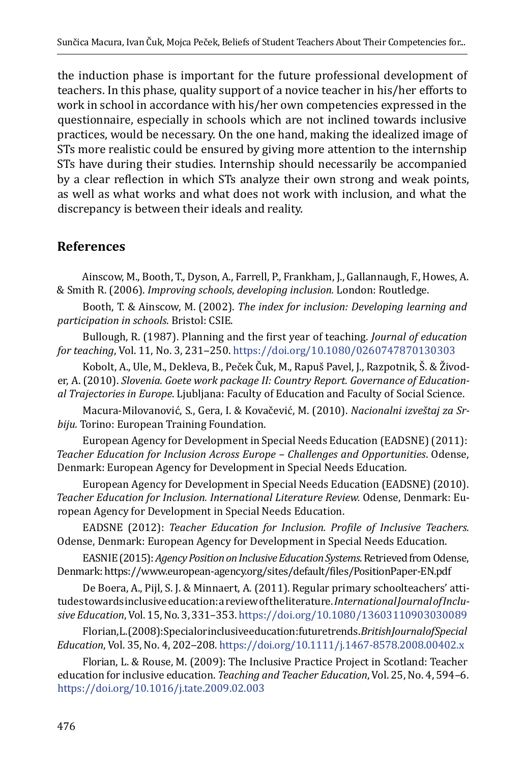the induction phase is important for the future professional development of teachers. In this phase, quality support of a novice teacher in his/her efforts to work in school in accordance with his/her own competencies expressed in the questionnaire, especially in schools which are not inclined towards inclusive practices, would be necessary. On the one hand, making the idealized image of STs more realistic could be ensured by giving more attention to the internship STs have during their studies. Internship should necessarily be accompanied by a clear reflection in which STs analyze their own strong and weak points, as well as what works and what does not work with inclusion, and what the discrepancy is between their ideals and reality.

## References

Ainscow, M., Booth, T., Dyson, A., Farrell, P., Frankham, J., Gallannaugh, F., Howes, A. & Smith R. (2006). *Improving schools, developing inclusion.* London: Routledge.

Booth, T. & Ainscow, M. (2002). *The index for inclusion: Developing learning and participation in schools*. Bristol: CSIE.

Bullough, R. (1987). Planning and the first year of teaching. *Journal of education for teaching*, Vol. 11, No. 3, 231–250. https://doi.org/10.1080/0260747870130303

Kobolt, A., Ule, M., Dekleva, B., Peček Čuk, M., Rapuš Pavel, J., Razpotnik, Š. & Živoder, A. (2010). *Slovenia. Goete work package II: Country Report. Governance of Educational Trajectories in Europe*. Ljubljana: Faculty of Education and Faculty of Social Science.

Macura-Milovanović, S., Gera, I. & Kovačević, M. (2010). *Nacionalni izveštaj za Srbiju.* Torino: European Training Foundation.

European Agency for Development in Special Needs Education (EADSNE) (2011): *Teacher Education for Inclusion Across Europe – Challenges and Opportunities*. Odense, Denmark: European Agency for Development in Special Needs Education.

European Agency for Development in Special Needs Education (EADSNE) (2010). *Teacher Education for Inclusion. International Literature Review.* Odense, Denmark: European Agency for Development in Special Needs Education.

EADSNE (2012): *Teacher Education for Inclusion. Profile of Inclusive Teachers.* Odense, Denmark: European Agency for Development in Special Needs Education.

EASNIE (2015): *Agency Position on Inclusive Education Systems*. Retrieved from Odense, Denmark: https://www.european-agency.org/sites/default/files/PositionPaper-EN.pdf

De Boera, A., Pijl, S. J. & Minnaert, A. (2011). Regular primary schoolteachers' attitudes towards inclusive education: a review of the literature. *International Journal of Inclusive Education*, Vol. 15, No. 3, 331–353. https://doi.org/10.1080/13603110903030089

Florian, L. (2008): Special or inclusive education: future trends. *British Journal of Special Education*, Vol. 35, No. 4, 202–208. https://doi.org/10.1111/j.1467-8578.2008.00402.x

Florian, L. & Rouse, M. (2009): The Inclusive Practice Project in Scotland: Teacher education for inclusive education. *Teaching and Teacher Education*, Vol. 25, No. 4, 594–6. https://doi.org/10.1016/j.tate.2009.02.003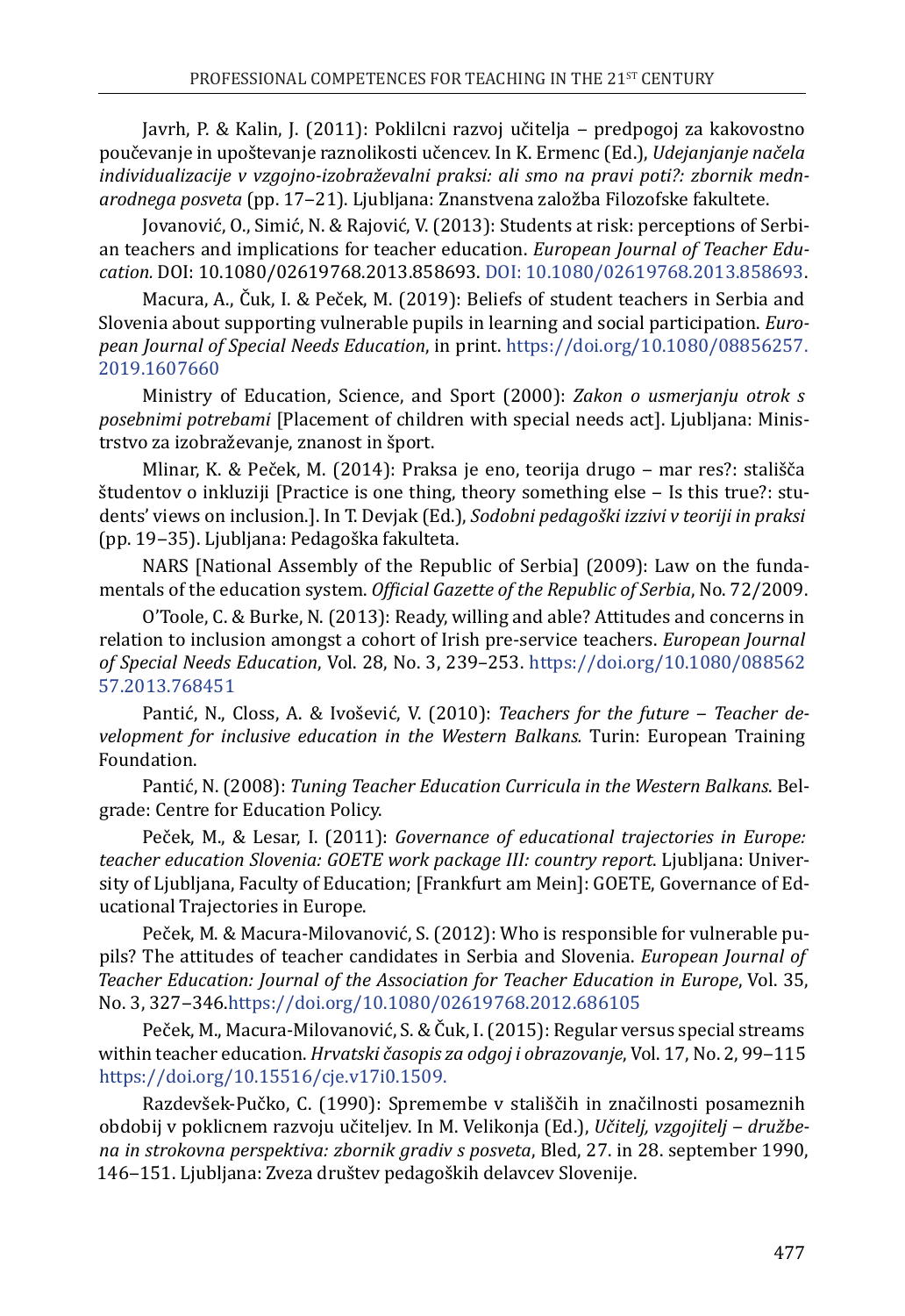Javrh, P. & Kalin, J. (2011): Poklilcni razvoj učitelja – predpogoj za kakovostno poučevanje in upoštevanje raznolikosti učencev. In K. Ermenc (Ed.), *Udejanjanje načela individualizacije v vzgojno-izobraževalni praksi: ali smo na pravi poti?: zbornik mednarodnega posveta* (pp. 17–21). Ljubljana: Znanstvena založba Filozofske fakultete.

Jovanović, O., Simić, N. & Rajović, V. (2013): Students at risk: perceptions of Serbian teachers and implications for teacher education. *European Journal of Teacher Education.* DOI: 10.1080/02619768.2013.858693. DOI: 10.1080/02619768.2013.858693.

Macura, A., Čuk, I. & Peček, M. (2019): Beliefs of student teachers in Serbia and Slovenia about supporting vulnerable pupils in learning and social participation. *European Journal of Special Needs Education*, in print. https://doi.org/10.1080/08856257.2019.1607660

Ministry of Education, Science, and Sport (2000): *Zakon o usmerjanju otrok s posebnimi potrebami* [Placement of children with special needs act]. Ljubljana: Ministrstvo za izobraževanje, znanost in šport.

Mlinar, K. & Peček, M. (2014): Praksa je eno, teorija drugo – mar res?: stališča študentov o inkluziji [Practice is one thing, theory something else – Is this true?: students' views on inclusion.]. In T. Devjak (Ed.), *Sodobni pedagoški izzivi v teoriji in praksi* (pp. 19–35). Ljubljana: Pedagoška fakulteta.

NARS [National Assembly of the Republic of Serbia] (2009): Law on the fundamentals of the education system. *Official Gazette of the Republic of Serbia*, No. 72/2009.

O'Toole, C. & Burke, N. (2013): Ready, willing and able? Attitudes and concerns in relation to inclusion amongst a cohort of Irish pre-service teachers. *European Journal of Special Needs Education*, Vol. 28, No. 3, 239–253. https://doi.org/10.1080/08856257.2013.768451

Pantić, N., Closs, A. & Ivošević, V. (2010): *Teachers for the future – Teacher development for inclusive education in the Western Balkans.* Turin: European Training Foundation.

Pantić, N. (2008): *Tuning Teacher Education Curricula in the Western Balkans*. Belgrade: Centre for Education Policy.

Peček, M., & Lesar, I. (2011): *Governance of educational trajectories in Europe: teacher education Slovenia: GOETE work package III: country report*. Ljubljana: University of Ljubljana, Faculty of Education; [Frankfurt am Mein]: GOETE, Governance of Educational Trajectories in Europe.

Peček, M. & Macura-Milovanović, S. (2012): Who is responsible for vulnerable pupils? The attitudes of teacher candidates in Serbia and Slovenia. *European Journal of Teacher Education: Journal of the Association for Teacher Education in Europe*, Vol. 35, No. 3, 327–346.https://doi.org/10.1080/02619768.2012.686105

Peček, M., Macura-Milovanović, S. & Čuk, I. (2015): Regular versus special streams within teacher education. *Hrvatski časopis za odgoj i obrazovanje*, Vol. 17, No. 2, 99–115 https://doi.org/10.15516/cje.v17i0.1509.

Razdevšek-Pučko, C. (1990): Spremembe v stališčih in značilnosti posameznih obdobij v poklicnem razvoju učiteljev. In M. Velikonja (Ed.), *Učitelj, vzgojitelj – družbena in strokovna perspektiva: zbornik gradiv s posveta*, Bled, 27. in 28. september 1990, 146–151. Ljubljana: Zveza društev pedagoških delavcev Slovenije.